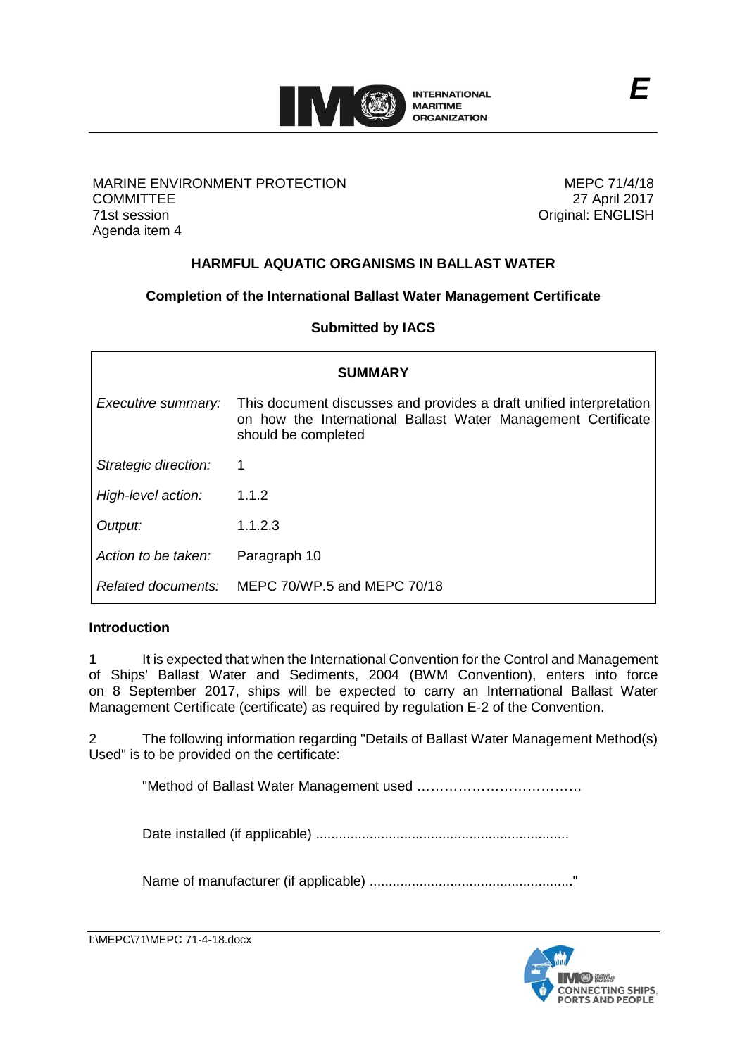MARINE ENVIRONMENT PROTECTION COMMITTEE
71st session
Agenda item 4

MEPC 71/4/18
27 April 2017
Original: ENGLISH

## HARMFUL AQUATIC ORGANISMS IN BALLAST WATER

### Completion of the International Ballast Water Management Certificate

### Submitted by IACS

| SUMMARY | |
|---|---|
| *Executive summary:* | This document discusses and provides a draft unified interpretation on how the International Ballast Water Management Certificate should be completed |
| *Strategic direction:* | 1 |
| *High-level action:* | 1.1.2 |
| *Output:* | 1.1.2.3 |
| *Action to be taken:* | Paragraph 10 |
| *Related documents:* | MEPC 70/WP.5 and MEPC 70/18 |

### Introduction

1 It is expected that when the International Convention for the Control and Management of Ships' Ballast Water and Sediments, 2004 (BWM Convention), enters into force on 8 September 2017, ships will be expected to carry an International Ballast Water Management Certificate (certificate) as required by regulation E-2 of the Convention.

2 The following information regarding "Details of Ballast Water Management Method(s) Used" is to be provided on the certificate:

"Method of Ballast Water Management used ………………………………

Date installed (if applicable) ..................................................................

Name of manufacturer (if applicable) ...................................................."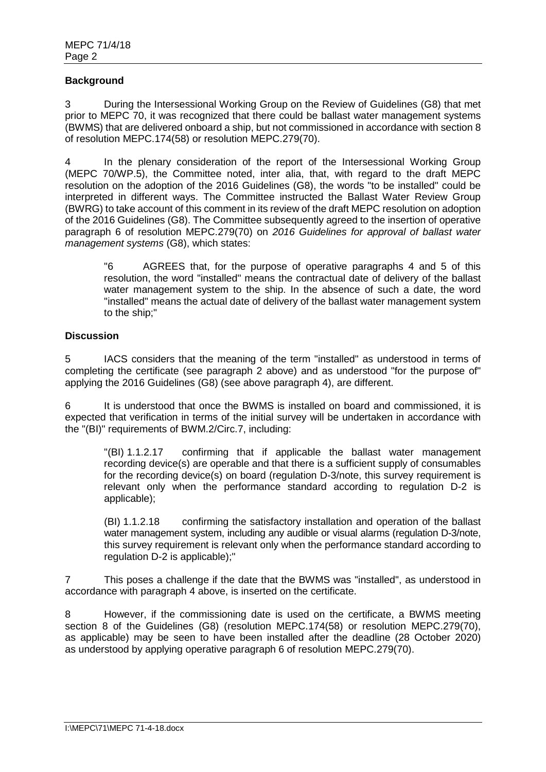**Background**

3 During the Intersessional Working Group on the Review of Guidelines (G8) that met prior to MEPC 70, it was recognized that there could be ballast water management systems (BWMS) that are delivered onboard a ship, but not commissioned in accordance with section 8 of resolution MEPC.174(58) or resolution MEPC.279(70).

4 In the plenary consideration of the report of the Intersessional Working Group (MEPC 70/WP.5), the Committee noted, inter alia, that, with regard to the draft MEPC resolution on the adoption of the 2016 Guidelines (G8), the words "to be installed" could be interpreted in different ways. The Committee instructed the Ballast Water Review Group (BWRG) to take account of this comment in its review of the draft MEPC resolution on adoption of the 2016 Guidelines (G8). The Committee subsequently agreed to the insertion of operative paragraph 6 of resolution MEPC.279(70) on *2016 Guidelines for approval of ballast water management systems* (G8), which states:

> "6 AGREES that, for the purpose of operative paragraphs 4 and 5 of this resolution, the word "installed" means the contractual date of delivery of the ballast water management system to the ship. In the absence of such a date, the word "installed" means the actual date of delivery of the ballast water management system to the ship;"

**Discussion**

5 IACS considers that the meaning of the term "installed" as understood in terms of completing the certificate (see paragraph 2 above) and as understood "for the purpose of" applying the 2016 Guidelines (G8) (see above paragraph 4), are different.

6 It is understood that once the BWMS is installed on board and commissioned, it is expected that verification in terms of the initial survey will be undertaken in accordance with the "(BI)" requirements of BWM.2/Circ.7, including:

> "(BI) 1.1.2.17 confirming that if applicable the ballast water management recording device(s) are operable and that there is a sufficient supply of consumables for the recording device(s) on board (regulation D-3/note, this survey requirement is relevant only when the performance standard according to regulation D-2 is applicable);
>
> (BI) 1.1.2.18 confirming the satisfactory installation and operation of the ballast water management system, including any audible or visual alarms (regulation D-3/note, this survey requirement is relevant only when the performance standard according to regulation D-2 is applicable);"

7 This poses a challenge if the date that the BWMS was "installed", as understood in accordance with paragraph 4 above, is inserted on the certificate.

8 However, if the commissioning date is used on the certificate, a BWMS meeting section 8 of the Guidelines (G8) (resolution MEPC.174(58) or resolution MEPC.279(70), as applicable) may be seen to have been installed after the deadline (28 October 2020) as understood by applying operative paragraph 6 of resolution MEPC.279(70).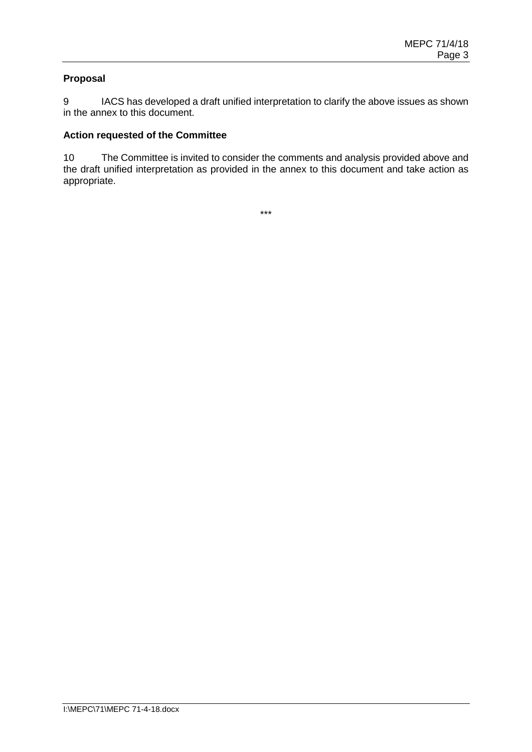**Proposal**

9 IACS has developed a draft unified interpretation to clarify the above issues as shown in the annex to this document.

**Action requested of the Committee**

10 The Committee is invited to consider the comments and analysis provided above and the draft unified interpretation as provided in the annex to this document and take action as appropriate.

***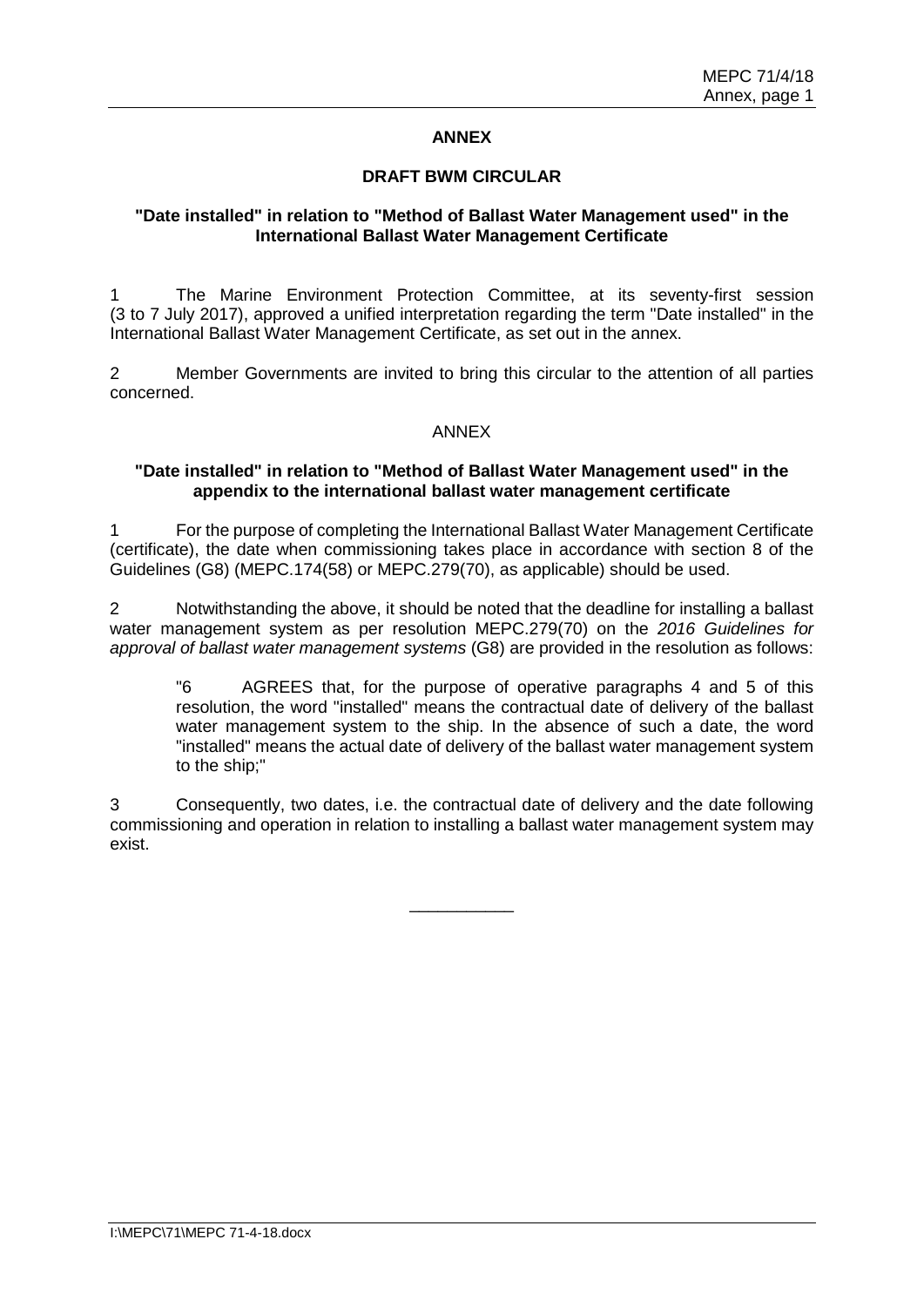**ANNEX**

**DRAFT BWM CIRCULAR**

**"Date installed" in relation to "Method of Ballast Water Management used" in the International Ballast Water Management Certificate**

1 The Marine Environment Protection Committee, at its seventy-first session (3 to 7 July 2017), approved a unified interpretation regarding the term "Date installed" in the International Ballast Water Management Certificate, as set out in the annex.

2 Member Governments are invited to bring this circular to the attention of all parties concerned.

ANNEX

**"Date installed" in relation to "Method of Ballast Water Management used" in the appendix to the international ballast water management certificate**

1 For the purpose of completing the International Ballast Water Management Certificate (certificate), the date when commissioning takes place in accordance with section 8 of the Guidelines (G8) (MEPC.174(58) or MEPC.279(70), as applicable) should be used.

2 Notwithstanding the above, it should be noted that the deadline for installing a ballast water management system as per resolution MEPC.279(70) on the *2016 Guidelines for approval of ballast water management systems* (G8) are provided in the resolution as follows:

> "6 AGREES that, for the purpose of operative paragraphs 4 and 5 of this resolution, the word "installed" means the contractual date of delivery of the ballast water management system to the ship. In the absence of such a date, the word "installed" means the actual date of delivery of the ballast water management system to the ship;"

3 Consequently, two dates, i.e. the contractual date of delivery and the date following commissioning and operation in relation to installing a ballast water management system may exist.

___________